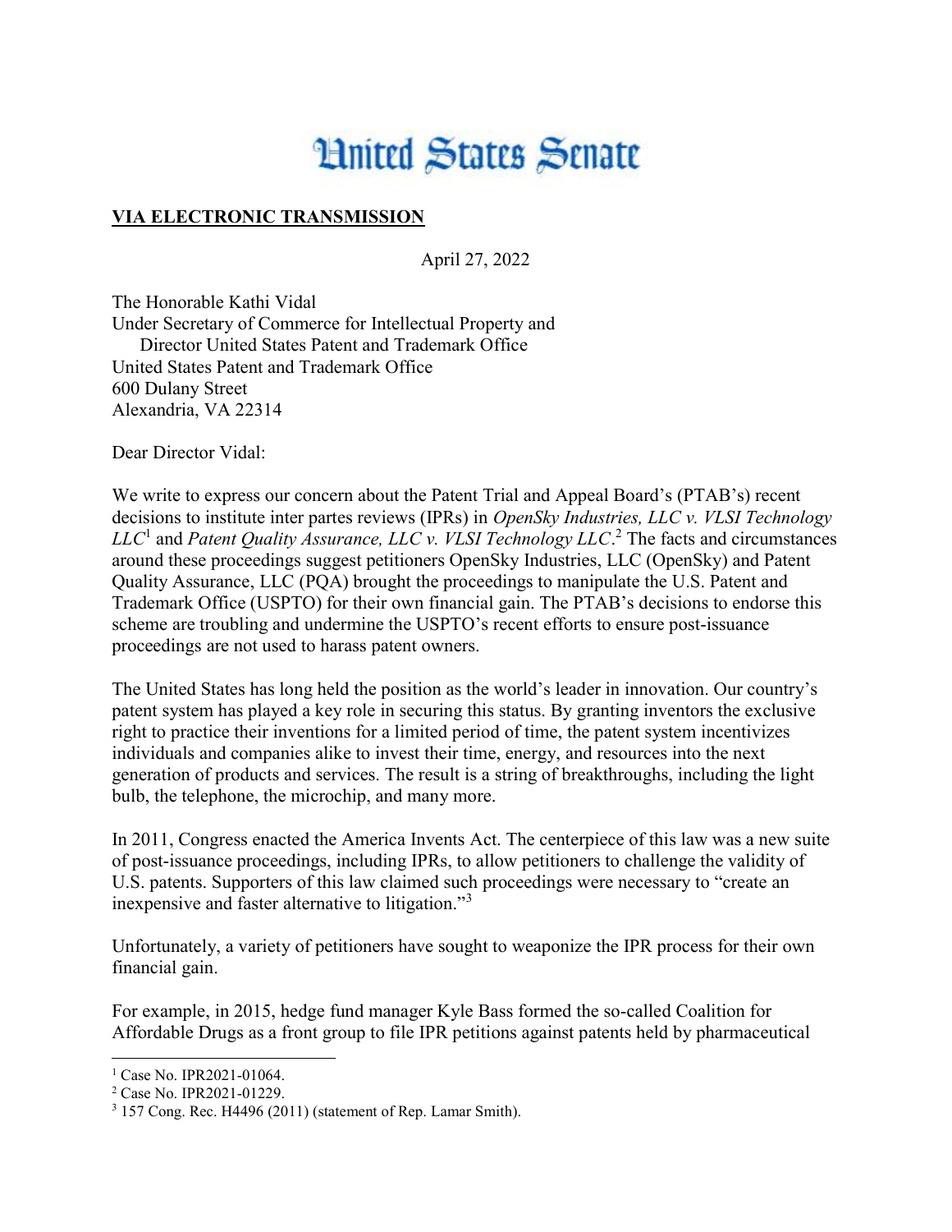# United States Senate

**VIA ELECTRONIC TRANSMISSION**

April 27, 2022

The Honorable Kathi Vidal
Under Secretary of Commerce for Intellectual Property and
Director United States Patent and Trademark Office
United States Patent and Trademark Office
600 Dulany Street
Alexandria, VA 22314

Dear Director Vidal:

We write to express our concern about the Patent Trial and Appeal Board's (PTAB's) recent decisions to institute inter partes reviews (IPRs) in *OpenSky Industries, LLC v. VLSI Technology LLC*[1] and *Patent Quality Assurance, LLC v. VLSI Technology LLC*.[2] The facts and circumstances around these proceedings suggest petitioners OpenSky Industries, LLC (OpenSky) and Patent Quality Assurance, LLC (PQA) brought the proceedings to manipulate the U.S. Patent and Trademark Office (USPTO) for their own financial gain. The PTAB's decisions to endorse this scheme are troubling and undermine the USPTO's recent efforts to ensure post-issuance proceedings are not used to harass patent owners.

The United States has long held the position as the world's leader in innovation. Our country's patent system has played a key role in securing this status. By granting inventors the exclusive right to practice their inventions for a limited period of time, the patent system incentivizes individuals and companies alike to invest their time, energy, and resources into the next generation of products and services. The result is a string of breakthroughs, including the light bulb, the telephone, the microchip, and many more.

In 2011, Congress enacted the America Invents Act. The centerpiece of this law was a new suite of post-issuance proceedings, including IPRs, to allow petitioners to challenge the validity of U.S. patents. Supporters of this law claimed such proceedings were necessary to "create an inexpensive and faster alternative to litigation."[3]

Unfortunately, a variety of petitioners have sought to weaponize the IPR process for their own financial gain.

For example, in 2015, hedge fund manager Kyle Bass formed the so-called Coalition for Affordable Drugs as a front group to file IPR petitions against patents held by pharmaceutical

---

[1] Case No. IPR2021-01064.

[2] Case No. IPR2021-01229.

[3] 157 Cong. Rec. H4496 (2011) (statement of Rep. Lamar Smith).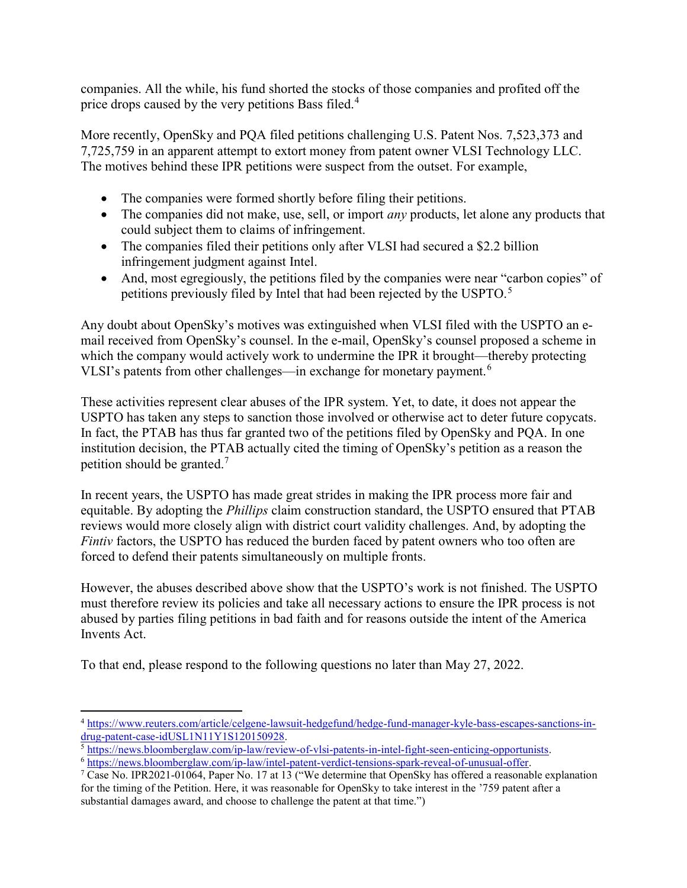companies. All the while, his fund shorted the stocks of those companies and profited off the price drops caused by the very petitions Bass filed.[4]

More recently, OpenSky and PQA filed petitions challenging U.S. Patent Nos. 7,523,373 and 7,725,759 in an apparent attempt to extort money from patent owner VLSI Technology LLC. The motives behind these IPR petitions were suspect from the outset. For example,

- The companies were formed shortly before filing their petitions.
- The companies did not make, use, sell, or import *any* products, let alone any products that could subject them to claims of infringement.
- The companies filed their petitions only after VLSI had secured a $2.2 billion infringement judgment against Intel.
- And, most egregiously, the petitions filed by the companies were near "carbon copies" of petitions previously filed by Intel that had been rejected by the USPTO.[5]

Any doubt about OpenSky's motives was extinguished when VLSI filed with the USPTO an e-mail received from OpenSky's counsel. In the e-mail, OpenSky's counsel proposed a scheme in which the company would actively work to undermine the IPR it brought—thereby protecting VLSI's patents from other challenges—in exchange for monetary payment.[6]

These activities represent clear abuses of the IPR system. Yet, to date, it does not appear the USPTO has taken any steps to sanction those involved or otherwise act to deter future copycats. In fact, the PTAB has thus far granted two of the petitions filed by OpenSky and PQA. In one institution decision, the PTAB actually cited the timing of OpenSky's petition as a reason the petition should be granted.[7]

In recent years, the USPTO has made great strides in making the IPR process more fair and equitable. By adopting the *Phillips* claim construction standard, the USPTO ensured that PTAB reviews would more closely align with district court validity challenges. And, by adopting the *Fintiv* factors, the USPTO has reduced the burden faced by patent owners who too often are forced to defend their patents simultaneously on multiple fronts.

However, the abuses described above show that the USPTO's work is not finished. The USPTO must therefore review its policies and take all necessary actions to ensure the IPR process is not abused by parties filing petitions in bad faith and for reasons outside the intent of the America Invents Act.

To that end, please respond to the following questions no later than May 27, 2022.

---

[4] https://www.reuters.com/article/celgene-lawsuit-hedgefund/hedge-fund-manager-kyle-bass-escapes-sanctions-in-drug-patent-case-idUSL1N11Y1S120150928.

[5] https://news.bloomberglaw.com/ip-law/review-of-vlsi-patents-in-intel-fight-seen-enticing-opportunists.

[6] https://news.bloomberglaw.com/ip-law/intel-patent-verdict-tensions-spark-reveal-of-unusual-offer.

[7] Case No. IPR2021-01064, Paper No. 17 at 13 ("We determine that OpenSky has offered a reasonable explanation for the timing of the Petition. Here, it was reasonable for OpenSky to take interest in the '759 patent after a substantial damages award, and choose to challenge the patent at that time.")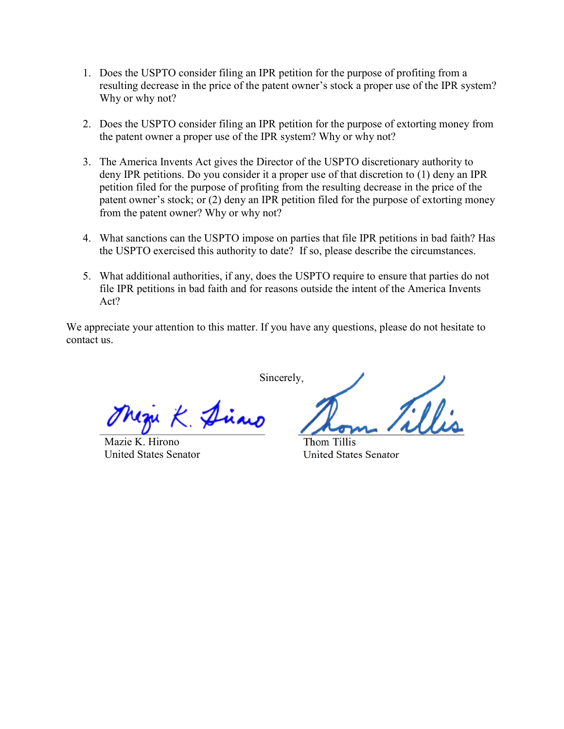1. Does the USPTO consider filing an IPR petition for the purpose of profiting from a resulting decrease in the price of the patent owner's stock a proper use of the IPR system? Why or why not?

2. Does the USPTO consider filing an IPR petition for the purpose of extorting money from the patent owner a proper use of the IPR system? Why or why not?

3. The America Invents Act gives the Director of the USPTO discretionary authority to deny IPR petitions. Do you consider it a proper use of that discretion to (1) deny an IPR petition filed for the purpose of profiting from the resulting decrease in the price of the patent owner's stock; or (2) deny an IPR petition filed for the purpose of extorting money from the patent owner? Why or why not?

4. What sanctions can the USPTO impose on parties that file IPR petitions in bad faith? Has the USPTO exercised this authority to date? If so, please describe the circumstances.

5. What additional authorities, if any, does the USPTO require to ensure that parties do not file IPR petitions in bad faith and for reasons outside the intent of the America Invents Act?

We appreciate your attention to this matter. If you have any questions, please do not hesitate to contact us.

Sincerely,

Mazie K. Hirono
United States Senator

Thom Tillis
United States Senator